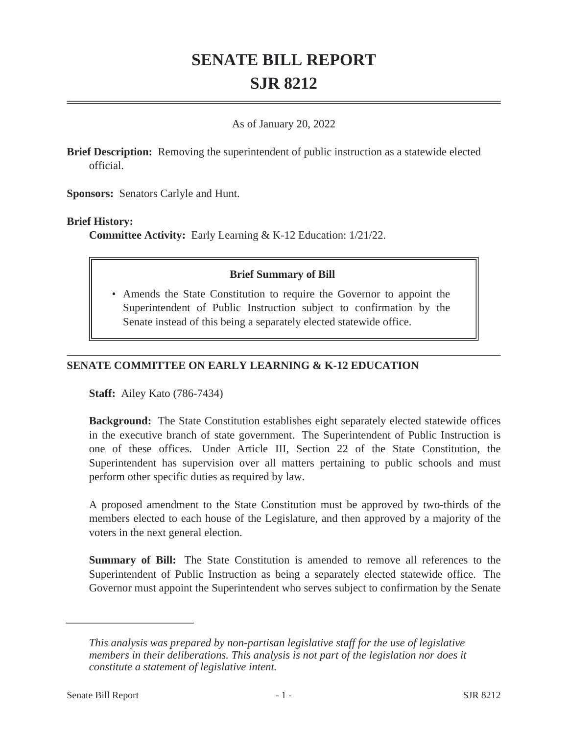# SENATE BILL REPORT

# SJR 8212

As of January 20, 2022

**Brief Description:** Removing the superintendent of public instruction as a statewide elected official.

**Sponsors:** Senators Carlyle and Hunt.

**Brief History:**

**Committee Activity:** Early Learning & K-12 Education: 1/21/22.

> **Brief Summary of Bill**
>
> - Amends the State Constitution to require the Governor to appoint the Superintendent of Public Instruction subject to confirmation by the Senate instead of this being a separately elected statewide office.

## SENATE COMMITTEE ON EARLY LEARNING & K-12 EDUCATION

**Staff:** Ailey Kato (786-7434)

**Background:** The State Constitution establishes eight separately elected statewide offices in the executive branch of state government. The Superintendent of Public Instruction is one of these offices. Under Article III, Section 22 of the State Constitution, the Superintendent has supervision over all matters pertaining to public schools and must perform other specific duties as required by law.

A proposed amendment to the State Constitution must be approved by two-thirds of the members elected to each house of the Legislature, and then approved by a majority of the voters in the next general election.

**Summary of Bill:** The State Constitution is amended to remove all references to the Superintendent of Public Instruction as being a separately elected statewide office. The Governor must appoint the Superintendent who serves subject to confirmation by the Senate

---

*This analysis was prepared by non-partisan legislative staff for the use of legislative members in their deliberations. This analysis is not part of the legislation nor does it constitute a statement of legislative intent.*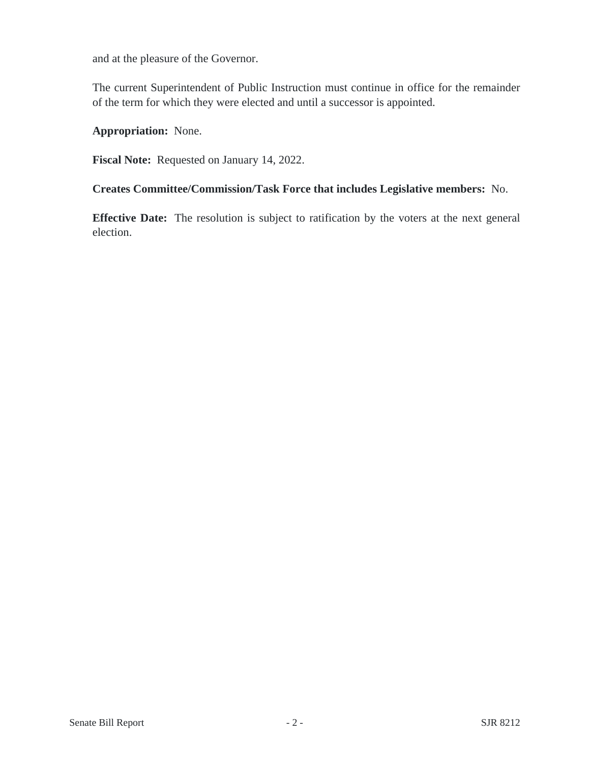and at the pleasure of the Governor.

The current Superintendent of Public Instruction must continue in office for the remainder of the term for which they were elected and until a successor is appointed.

**Appropriation:** None.

**Fiscal Note:** Requested on January 14, 2022.

**Creates Committee/Commission/Task Force that includes Legislative members:** No.

**Effective Date:** The resolution is subject to ratification by the voters at the next general election.